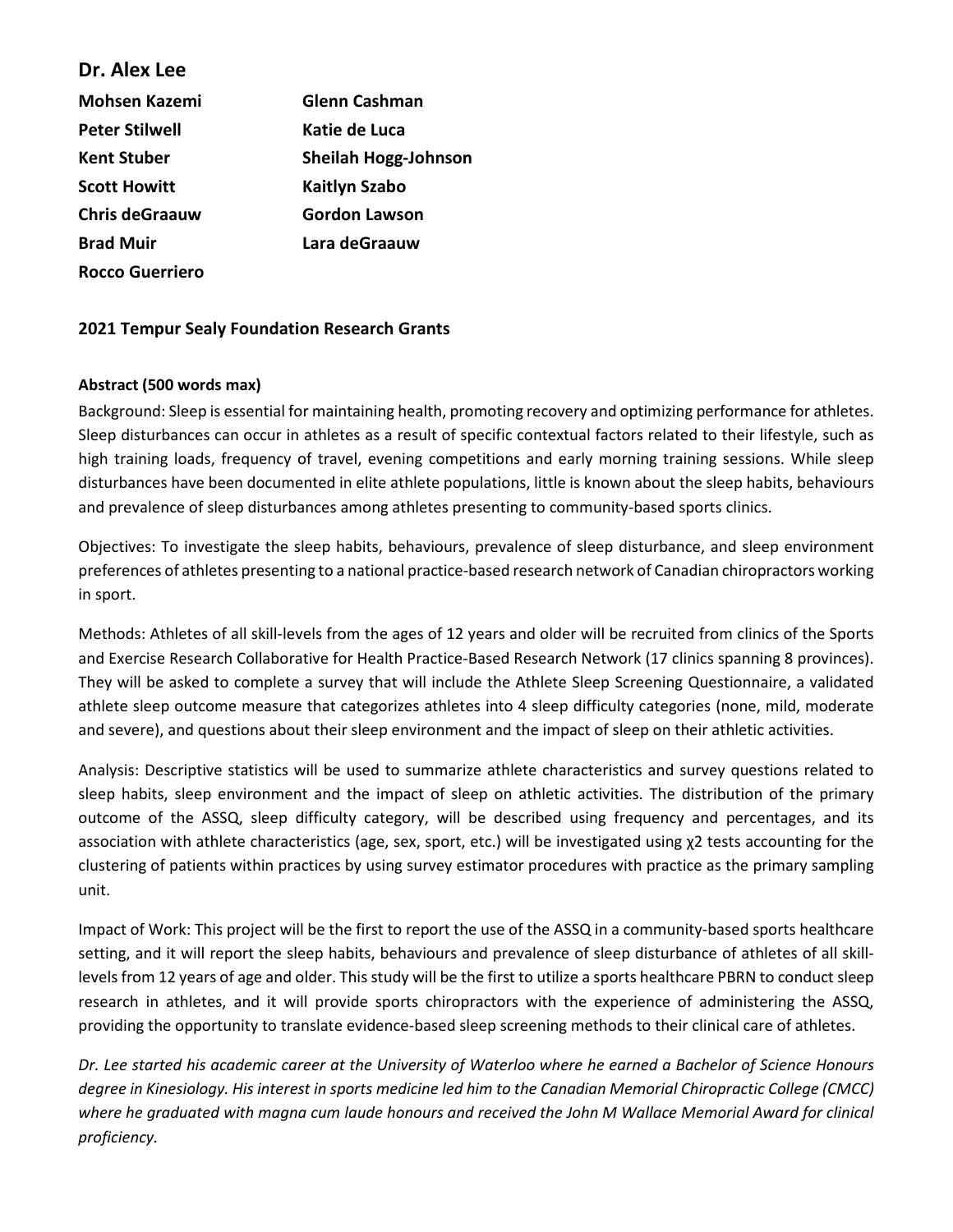## Dr. Alex Lee

| | |
|---|---|
| **Mohsen Kazemi** | **Glenn Cashman** |
| **Peter Stilwell** | **Katie de Luca** |
| **Kent Stuber** | **Sheilah Hogg-Johnson** |
| **Scott Howitt** | **Kaitlyn Szabo** |
| **Chris deGraauw** | **Gordon Lawson** |
| **Brad Muir** | **Lara deGraauw** |
| **Rocco Guerriero** | |

### 2021 Tempur Sealy Foundation Research Grants

#### Abstract (500 words max)

Background: Sleep is essential for maintaining health, promoting recovery and optimizing performance for athletes. Sleep disturbances can occur in athletes as a result of specific contextual factors related to their lifestyle, such as high training loads, frequency of travel, evening competitions and early morning training sessions. While sleep disturbances have been documented in elite athlete populations, little is known about the sleep habits, behaviours and prevalence of sleep disturbances among athletes presenting to community-based sports clinics.

Objectives: To investigate the sleep habits, behaviours, prevalence of sleep disturbance, and sleep environment preferences of athletes presenting to a national practice-based research network of Canadian chiropractors working in sport.

Methods: Athletes of all skill-levels from the ages of 12 years and older will be recruited from clinics of the Sports and Exercise Research Collaborative for Health Practice-Based Research Network (17 clinics spanning 8 provinces). They will be asked to complete a survey that will include the Athlete Sleep Screening Questionnaire, a validated athlete sleep outcome measure that categorizes athletes into 4 sleep difficulty categories (none, mild, moderate and severe), and questions about their sleep environment and the impact of sleep on their athletic activities.

Analysis: Descriptive statistics will be used to summarize athlete characteristics and survey questions related to sleep habits, sleep environment and the impact of sleep on athletic activities. The distribution of the primary outcome of the ASSQ, sleep difficulty category, will be described using frequency and percentages, and its association with athlete characteristics (age, sex, sport, etc.) will be investigated using $\chi^2$ tests accounting for the clustering of patients within practices by using survey estimator procedures with practice as the primary sampling unit.

Impact of Work: This project will be the first to report the use of the ASSQ in a community-based sports healthcare setting, and it will report the sleep habits, behaviours and prevalence of sleep disturbance of athletes of all skill-levels from 12 years of age and older. This study will be the first to utilize a sports healthcare PBRN to conduct sleep research in athletes, and it will provide sports chiropractors with the experience of administering the ASSQ, providing the opportunity to translate evidence-based sleep screening methods to their clinical care of athletes.

*Dr. Lee started his academic career at the University of Waterloo where he earned a Bachelor of Science Honours degree in Kinesiology. His interest in sports medicine led him to the Canadian Memorial Chiropractic College (CMCC) where he graduated with magna cum laude honours and received the John M Wallace Memorial Award for clinical proficiency.*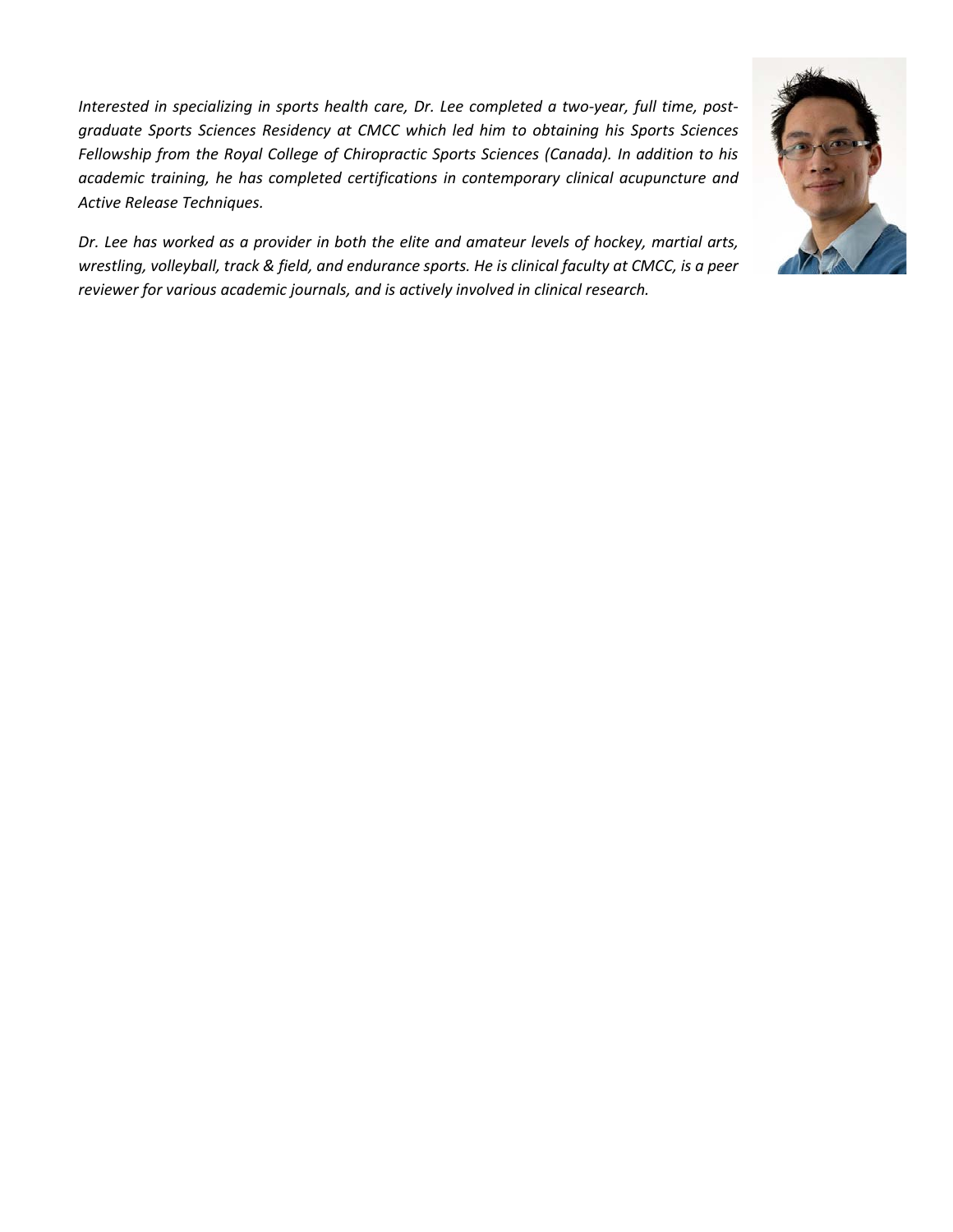*Interested in specializing in sports health care, Dr. Lee completed a two-year, full time, post-graduate Sports Sciences Residency at CMCC which led him to obtaining his Sports Sciences Fellowship from the Royal College of Chiropractic Sports Sciences (Canada). In addition to his academic training, he has completed certifications in contemporary clinical acupuncture and Active Release Techniques.*

*Dr. Lee has worked as a provider in both the elite and amateur levels of hockey, martial arts, wrestling, volleyball, track & field, and endurance sports. He is clinical faculty at CMCC, is a peer reviewer for various academic journals, and is actively involved in clinical research.*